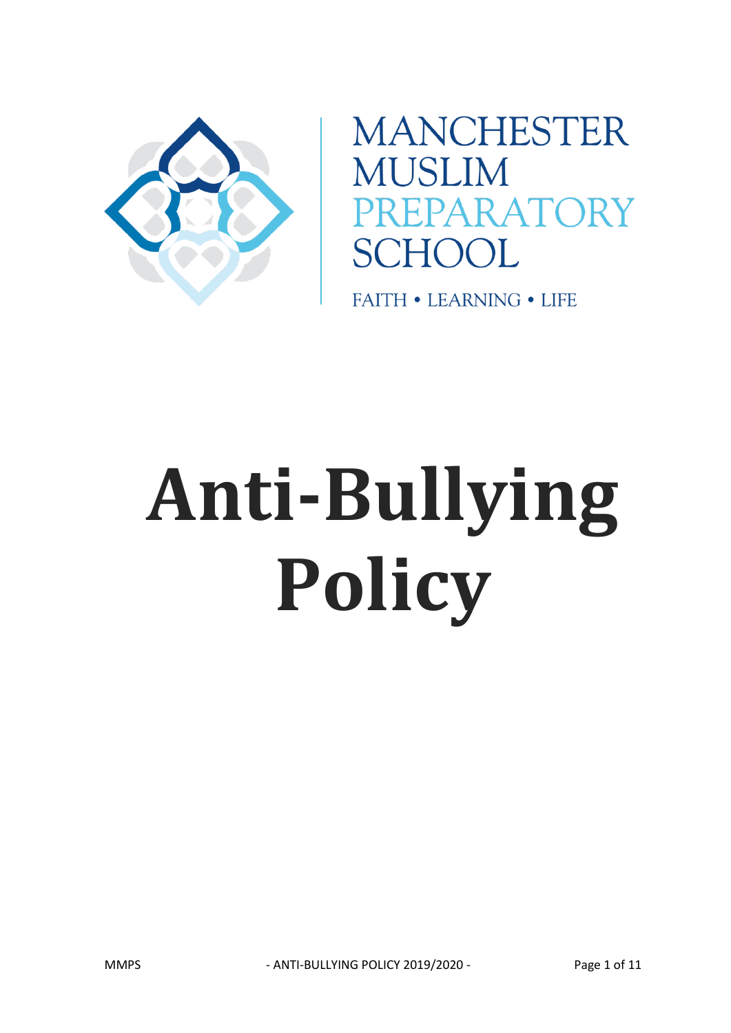MANCHESTER
MUSLIM
PREPARATORY
SCHOOL

FAITH • LEARNING • LIFE

# Anti-Bullying Policy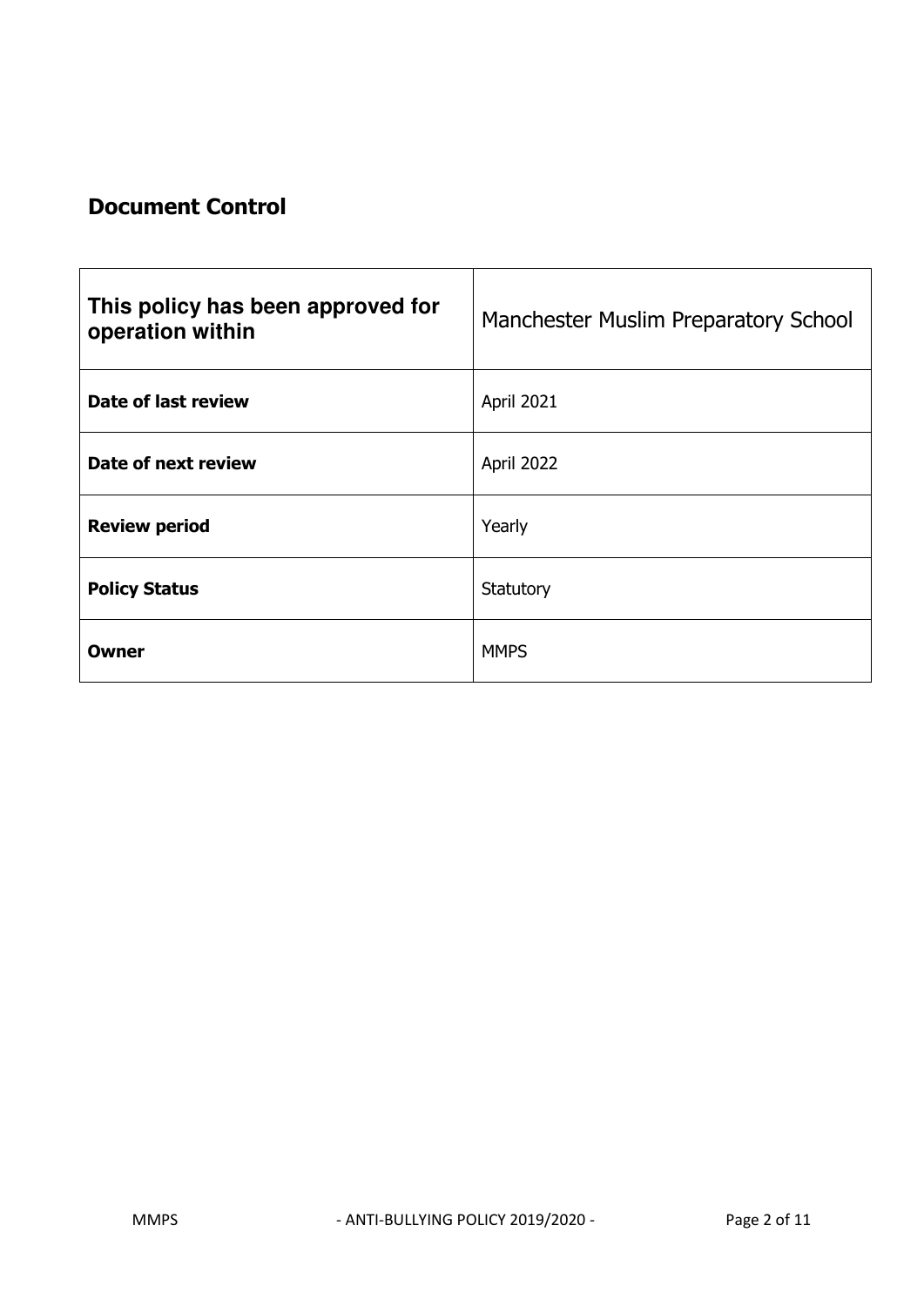## Document Control

| This policy has been approved for operation within | Manchester Muslim Preparatory School |
|---|---|
| **Date of last review** | April 2021 |
| **Date of next review** | April 2022 |
| **Review period** | Yearly |
| **Policy Status** | Statutory |
| **Owner** | MMPS |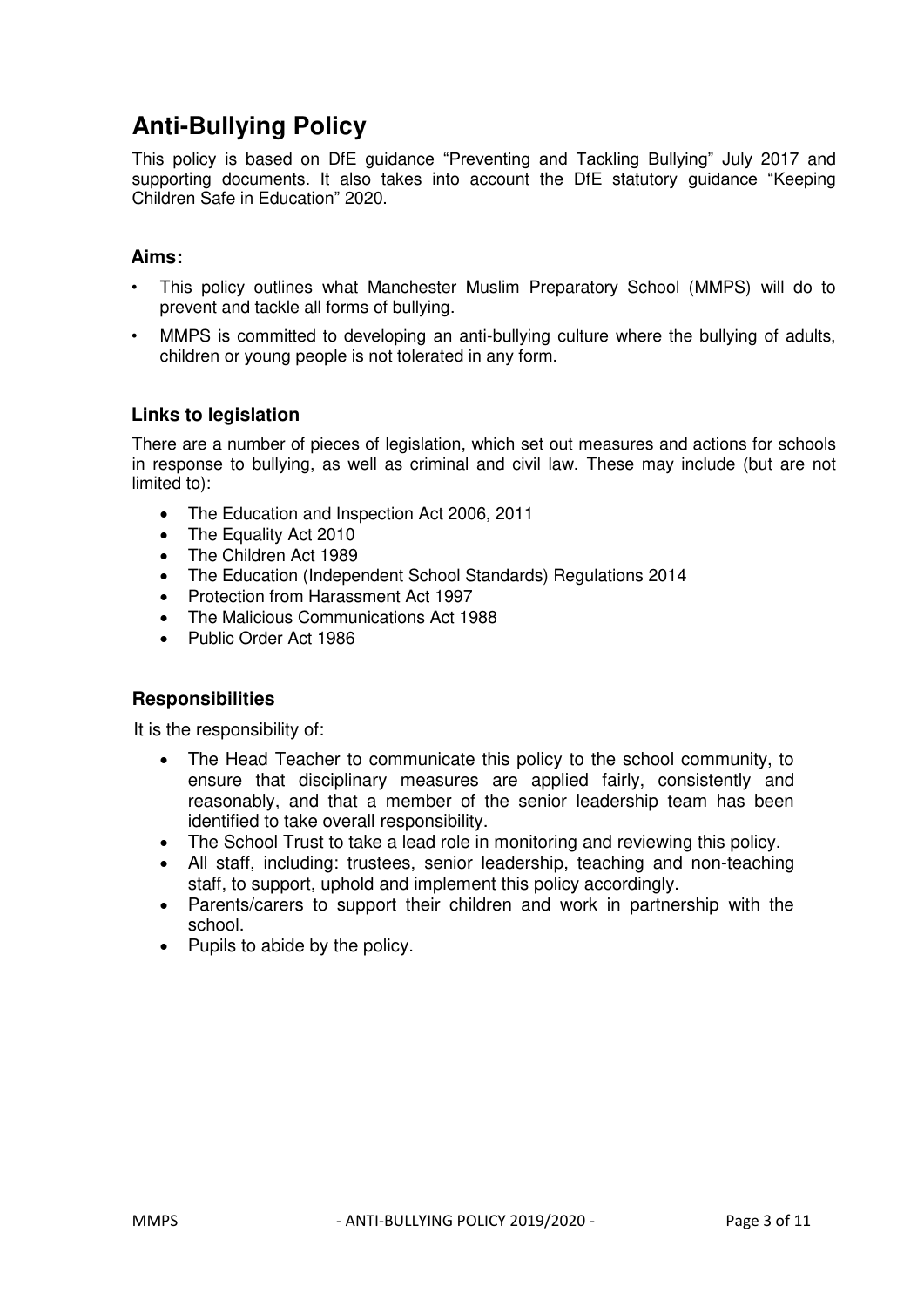# Anti-Bullying Policy

This policy is based on DfE guidance "Preventing and Tackling Bullying" July 2017 and supporting documents. It also takes into account the DfE statutory guidance "Keeping Children Safe in Education" 2020.

## Aims:

- This policy outlines what Manchester Muslim Preparatory School (MMPS) will do to prevent and tackle all forms of bullying.
- MMPS is committed to developing an anti-bullying culture where the bullying of adults, children or young people is not tolerated in any form.

## Links to legislation

There are a number of pieces of legislation, which set out measures and actions for schools in response to bullying, as well as criminal and civil law. These may include (but are not limited to):

- The Education and Inspection Act 2006, 2011
- The Equality Act 2010
- The Children Act 1989
- The Education (Independent School Standards) Regulations 2014
- Protection from Harassment Act 1997
- The Malicious Communications Act 1988
- Public Order Act 1986

## Responsibilities

It is the responsibility of:

- The Head Teacher to communicate this policy to the school community, to ensure that disciplinary measures are applied fairly, consistently and reasonably, and that a member of the senior leadership team has been identified to take overall responsibility.
- The School Trust to take a lead role in monitoring and reviewing this policy.
- All staff, including: trustees, senior leadership, teaching and non-teaching staff, to support, uphold and implement this policy accordingly.
- Parents/carers to support their children and work in partnership with the school.
- Pupils to abide by the policy.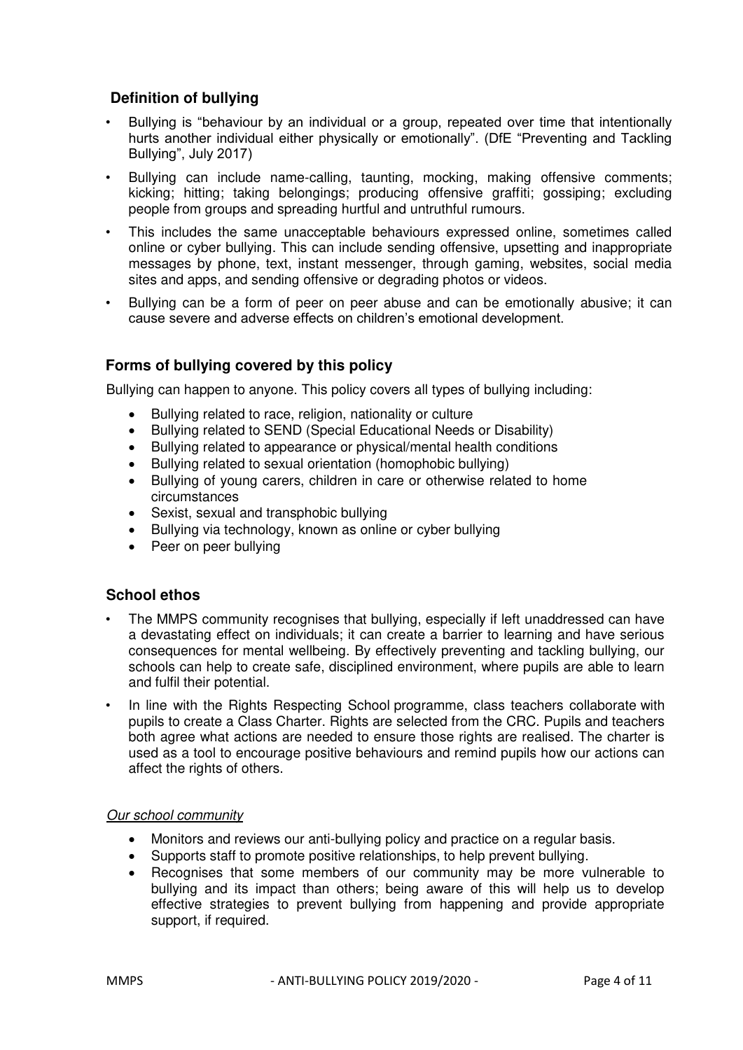## Definition of bullying

- Bullying is "behaviour by an individual or a group, repeated over time that intentionally hurts another individual either physically or emotionally". (DfE "Preventing and Tackling Bullying", July 2017)
- Bullying can include name-calling, taunting, mocking, making offensive comments; kicking; hitting; taking belongings; producing offensive graffiti; gossiping; excluding people from groups and spreading hurtful and untruthful rumours.
- This includes the same unacceptable behaviours expressed online, sometimes called online or cyber bullying. This can include sending offensive, upsetting and inappropriate messages by phone, text, instant messenger, through gaming, websites, social media sites and apps, and sending offensive or degrading photos or videos.
- Bullying can be a form of peer on peer abuse and can be emotionally abusive; it can cause severe and adverse effects on children's emotional development.

## Forms of bullying covered by this policy

Bullying can happen to anyone. This policy covers all types of bullying including:

- Bullying related to race, religion, nationality or culture
- Bullying related to SEND (Special Educational Needs or Disability)
- Bullying related to appearance or physical/mental health conditions
- Bullying related to sexual orientation (homophobic bullying)
- Bullying of young carers, children in care or otherwise related to home circumstances
- Sexist, sexual and transphobic bullying
- Bullying via technology, known as online or cyber bullying
- Peer on peer bullying

## School ethos

- The MMPS community recognises that bullying, especially if left unaddressed can have a devastating effect on individuals; it can create a barrier to learning and have serious consequences for mental wellbeing. By effectively preventing and tackling bullying, our schools can help to create safe, disciplined environment, where pupils are able to learn and fulfil their potential.
- In line with the Rights Respecting School programme, class teachers collaborate with pupils to create a Class Charter. Rights are selected from the CRC. Pupils and teachers both agree what actions are needed to ensure those rights are realised. The charter is used as a tool to encourage positive behaviours and remind pupils how our actions can affect the rights of others.

*Our school community*

- Monitors and reviews our anti-bullying policy and practice on a regular basis.
- Supports staff to promote positive relationships, to help prevent bullying.
- Recognises that some members of our community may be more vulnerable to bullying and its impact than others; being aware of this will help us to develop effective strategies to prevent bullying from happening and provide appropriate support, if required.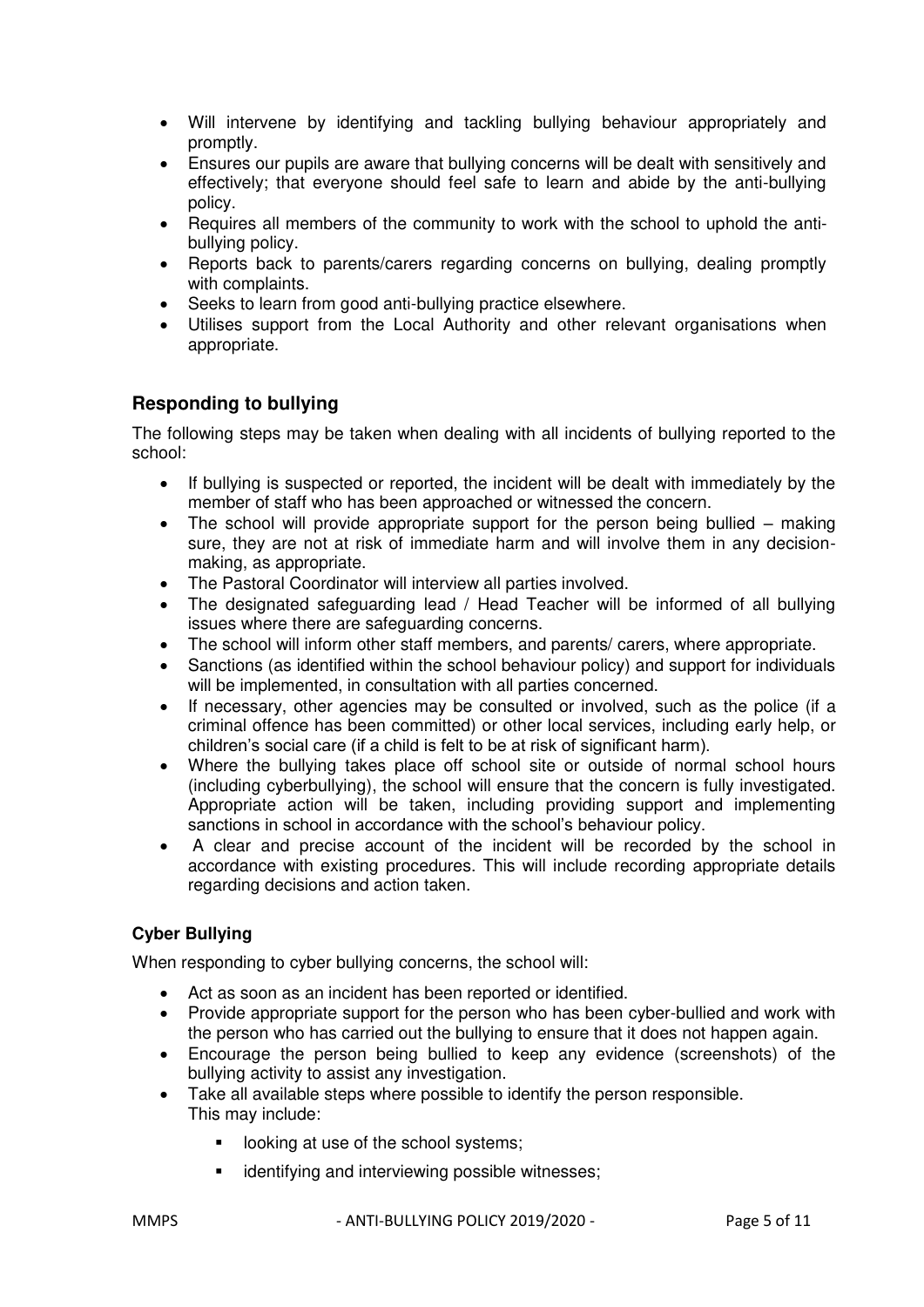- Will intervene by identifying and tackling bullying behaviour appropriately and promptly.
- Ensures our pupils are aware that bullying concerns will be dealt with sensitively and effectively; that everyone should feel safe to learn and abide by the anti-bullying policy.
- Requires all members of the community to work with the school to uphold the anti-bullying policy.
- Reports back to parents/carers regarding concerns on bullying, dealing promptly with complaints.
- Seeks to learn from good anti-bullying practice elsewhere.
- Utilises support from the Local Authority and other relevant organisations when appropriate.

## Responding to bullying

The following steps may be taken when dealing with all incidents of bullying reported to the school:

- If bullying is suspected or reported, the incident will be dealt with immediately by the member of staff who has been approached or witnessed the concern.
- The school will provide appropriate support for the person being bullied – making sure, they are not at risk of immediate harm and will involve them in any decision-making, as appropriate.
- The Pastoral Coordinator will interview all parties involved.
- The designated safeguarding lead / Head Teacher will be informed of all bullying issues where there are safeguarding concerns.
- The school will inform other staff members, and parents/ carers, where appropriate.
- Sanctions (as identified within the school behaviour policy) and support for individuals will be implemented, in consultation with all parties concerned.
- If necessary, other agencies may be consulted or involved, such as the police (if a criminal offence has been committed) or other local services, including early help, or children's social care (if a child is felt to be at risk of significant harm).
- Where the bullying takes place off school site or outside of normal school hours (including cyberbullying), the school will ensure that the concern is fully investigated. Appropriate action will be taken, including providing support and implementing sanctions in school in accordance with the school's behaviour policy.
- A clear and precise account of the incident will be recorded by the school in accordance with existing procedures. This will include recording appropriate details regarding decisions and action taken.

### Cyber Bullying

When responding to cyber bullying concerns, the school will:

- Act as soon as an incident has been reported or identified.
- Provide appropriate support for the person who has been cyber-bullied and work with the person who has carried out the bullying to ensure that it does not happen again.
- Encourage the person being bullied to keep any evidence (screenshots) of the bullying activity to assist any investigation.
- Take all available steps where possible to identify the person responsible. This may include:
  - looking at use of the school systems;
  - identifying and interviewing possible witnesses;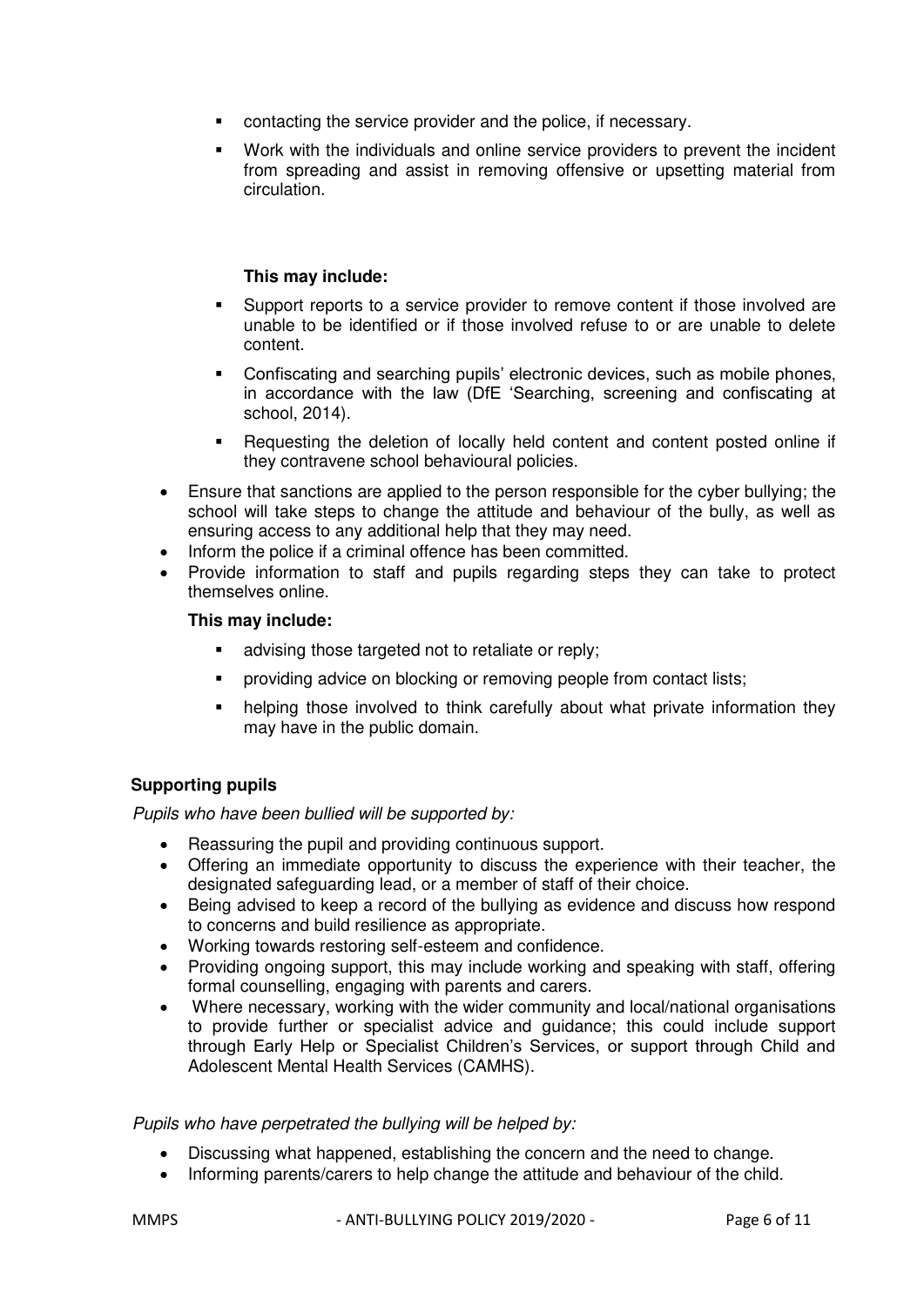- contacting the service provider and the police, if necessary.
  - Work with the individuals and online service providers to prevent the incident from spreading and assist in removing offensive or upsetting material from circulation.

  **This may include:**

  - Support reports to a service provider to remove content if those involved are unable to be identified or if those involved refuse to or are unable to delete content.
  - Confiscating and searching pupils' electronic devices, such as mobile phones, in accordance with the law (DfE 'Searching, screening and confiscating at school, 2014).
  - Requesting the deletion of locally held content and content posted online if they contravene school behavioural policies.

- Ensure that sanctions are applied to the person responsible for the cyber bullying; the school will take steps to change the attitude and behaviour of the bully, as well as ensuring access to any additional help that they may need.
- Inform the police if a criminal offence has been committed.
- Provide information to staff and pupils regarding steps they can take to protect themselves online.

  **This may include:**

  - advising those targeted not to retaliate or reply;
  - providing advice on blocking or removing people from contact lists;
  - helping those involved to think carefully about what private information they may have in the public domain.

**Supporting pupils**

*Pupils who have been bullied will be supported by:*

- Reassuring the pupil and providing continuous support.
- Offering an immediate opportunity to discuss the experience with their teacher, the designated safeguarding lead, or a member of staff of their choice.
- Being advised to keep a record of the bullying as evidence and discuss how respond to concerns and build resilience as appropriate.
- Working towards restoring self-esteem and confidence.
- Providing ongoing support, this may include working and speaking with staff, offering formal counselling, engaging with parents and carers.
- Where necessary, working with the wider community and local/national organisations to provide further or specialist advice and guidance; this could include support through Early Help or Specialist Children's Services, or support through Child and Adolescent Mental Health Services (CAMHS).

*Pupils who have perpetrated the bullying will be helped by:*

- Discussing what happened, establishing the concern and the need to change.
- Informing parents/carers to help change the attitude and behaviour of the child.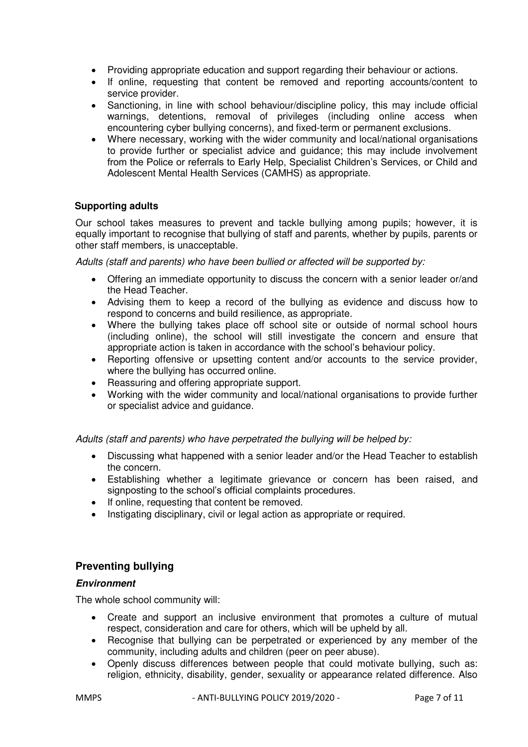- Providing appropriate education and support regarding their behaviour or actions.
- If online, requesting that content be removed and reporting accounts/content to service provider.
- Sanctioning, in line with school behaviour/discipline policy, this may include official warnings, detentions, removal of privileges (including online access when encountering cyber bullying concerns), and fixed-term or permanent exclusions.
- Where necessary, working with the wider community and local/national organisations to provide further or specialist advice and guidance; this may include involvement from the Police or referrals to Early Help, Specialist Children's Services, or Child and Adolescent Mental Health Services (CAMHS) as appropriate.

### Supporting adults

Our school takes measures to prevent and tackle bullying among pupils; however, it is equally important to recognise that bullying of staff and parents, whether by pupils, parents or other staff members, is unacceptable.

*Adults (staff and parents) who have been bullied or affected will be supported by:*

- Offering an immediate opportunity to discuss the concern with a senior leader or/and the Head Teacher.
- Advising them to keep a record of the bullying as evidence and discuss how to respond to concerns and build resilience, as appropriate.
- Where the bullying takes place off school site or outside of normal school hours (including online), the school will still investigate the concern and ensure that appropriate action is taken in accordance with the school's behaviour policy.
- Reporting offensive or upsetting content and/or accounts to the service provider, where the bullying has occurred online.
- Reassuring and offering appropriate support.
- Working with the wider community and local/national organisations to provide further or specialist advice and guidance.

*Adults (staff and parents) who have perpetrated the bullying will be helped by:*

- Discussing what happened with a senior leader and/or the Head Teacher to establish the concern.
- Establishing whether a legitimate grievance or concern has been raised, and signposting to the school's official complaints procedures.
- If online, requesting that content be removed.
- Instigating disciplinary, civil or legal action as appropriate or required.

## Preventing bullying

### *Environment*

The whole school community will:

- Create and support an inclusive environment that promotes a culture of mutual respect, consideration and care for others, which will be upheld by all.
- Recognise that bullying can be perpetrated or experienced by any member of the community, including adults and children (peer on peer abuse).
- Openly discuss differences between people that could motivate bullying, such as: religion, ethnicity, disability, gender, sexuality or appearance related difference. Also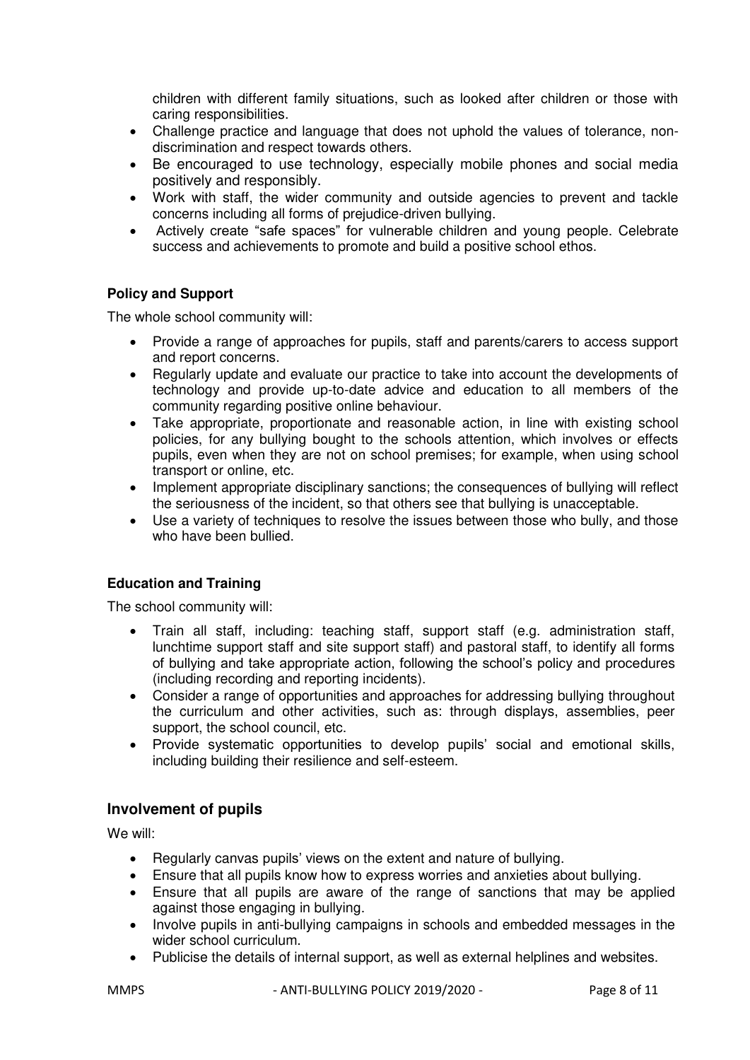children with different family situations, such as looked after children or those with caring responsibilities.

- Challenge practice and language that does not uphold the values of tolerance, non-discrimination and respect towards others.
- Be encouraged to use technology, especially mobile phones and social media positively and responsibly.
- Work with staff, the wider community and outside agencies to prevent and tackle concerns including all forms of prejudice-driven bullying.
- Actively create "safe spaces" for vulnerable children and young people. Celebrate success and achievements to promote and build a positive school ethos.

**Policy and Support**

The whole school community will:

- Provide a range of approaches for pupils, staff and parents/carers to access support and report concerns.
- Regularly update and evaluate our practice to take into account the developments of technology and provide up-to-date advice and education to all members of the community regarding positive online behaviour.
- Take appropriate, proportionate and reasonable action, in line with existing school policies, for any bullying bought to the schools attention, which involves or effects pupils, even when they are not on school premises; for example, when using school transport or online, etc.
- Implement appropriate disciplinary sanctions; the consequences of bullying will reflect the seriousness of the incident, so that others see that bullying is unacceptable.
- Use a variety of techniques to resolve the issues between those who bully, and those who have been bullied.

**Education and Training**

The school community will:

- Train all staff, including: teaching staff, support staff (e.g. administration staff, lunchtime support staff and site support staff) and pastoral staff, to identify all forms of bullying and take appropriate action, following the school's policy and procedures (including recording and reporting incidents).
- Consider a range of opportunities and approaches for addressing bullying throughout the curriculum and other activities, such as: through displays, assemblies, peer support, the school council, etc.
- Provide systematic opportunities to develop pupils' social and emotional skills, including building their resilience and self-esteem.

## Involvement of pupils

We will:

- Regularly canvas pupils' views on the extent and nature of bullying.
- Ensure that all pupils know how to express worries and anxieties about bullying.
- Ensure that all pupils are aware of the range of sanctions that may be applied against those engaging in bullying.
- Involve pupils in anti-bullying campaigns in schools and embedded messages in the wider school curriculum.
- Publicise the details of internal support, as well as external helplines and websites.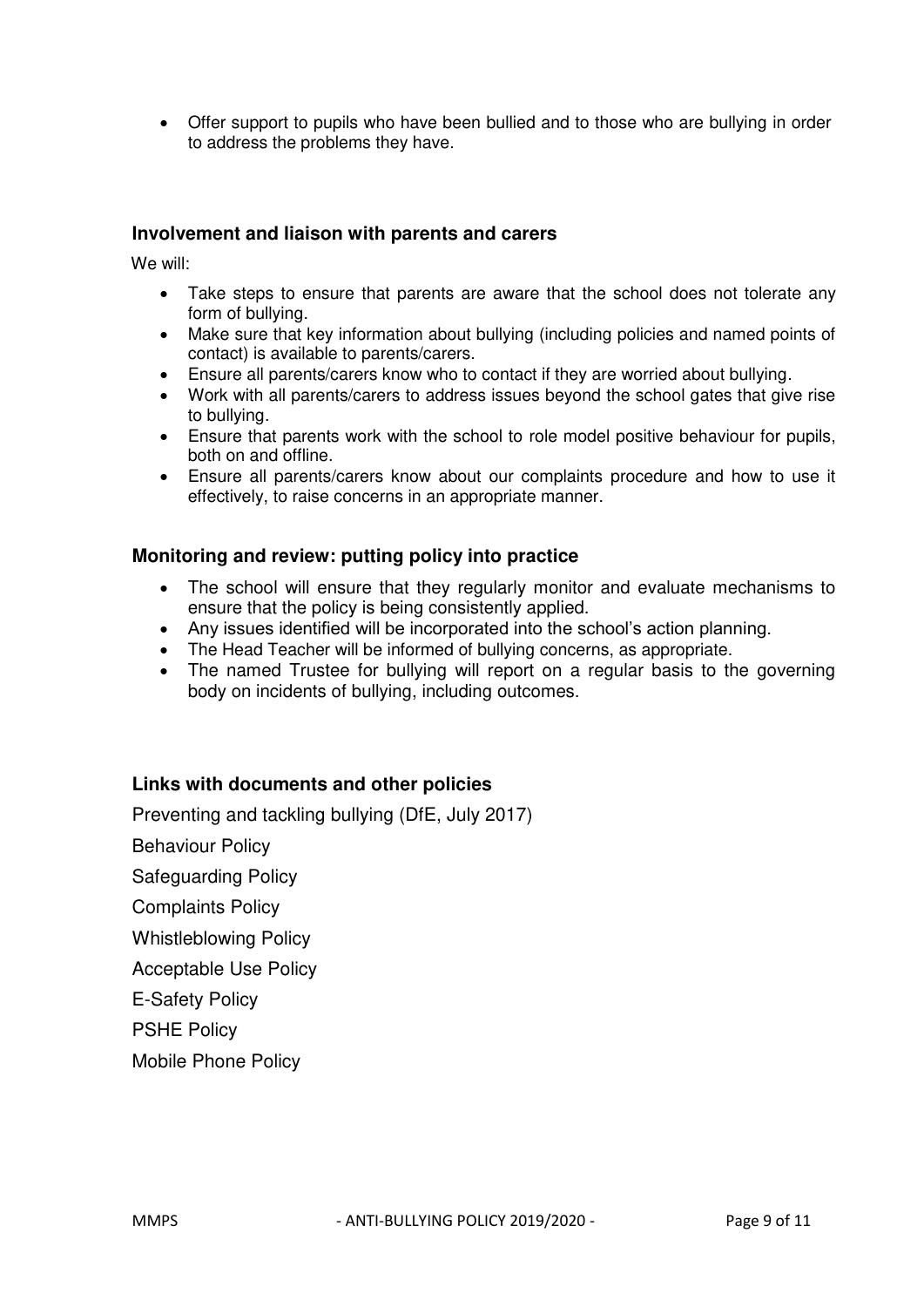- Offer support to pupils who have been bullied and to those who are bullying in order to address the problems they have.

### Involvement and liaison with parents and carers

We will:

- Take steps to ensure that parents are aware that the school does not tolerate any form of bullying.
- Make sure that key information about bullying (including policies and named points of contact) is available to parents/carers.
- Ensure all parents/carers know who to contact if they are worried about bullying.
- Work with all parents/carers to address issues beyond the school gates that give rise to bullying.
- Ensure that parents work with the school to role model positive behaviour for pupils, both on and offline.
- Ensure all parents/carers know about our complaints procedure and how to use it effectively, to raise concerns in an appropriate manner.

### Monitoring and review: putting policy into practice

- The school will ensure that they regularly monitor and evaluate mechanisms to ensure that the policy is being consistently applied.
- Any issues identified will be incorporated into the school's action planning.
- The Head Teacher will be informed of bullying concerns, as appropriate.
- The named Trustee for bullying will report on a regular basis to the governing body on incidents of bullying, including outcomes.

### Links with documents and other policies

Preventing and tackling bullying (DfE, July 2017)

Behaviour Policy

Safeguarding Policy

Complaints Policy

Whistleblowing Policy

Acceptable Use Policy

E-Safety Policy

PSHE Policy

Mobile Phone Policy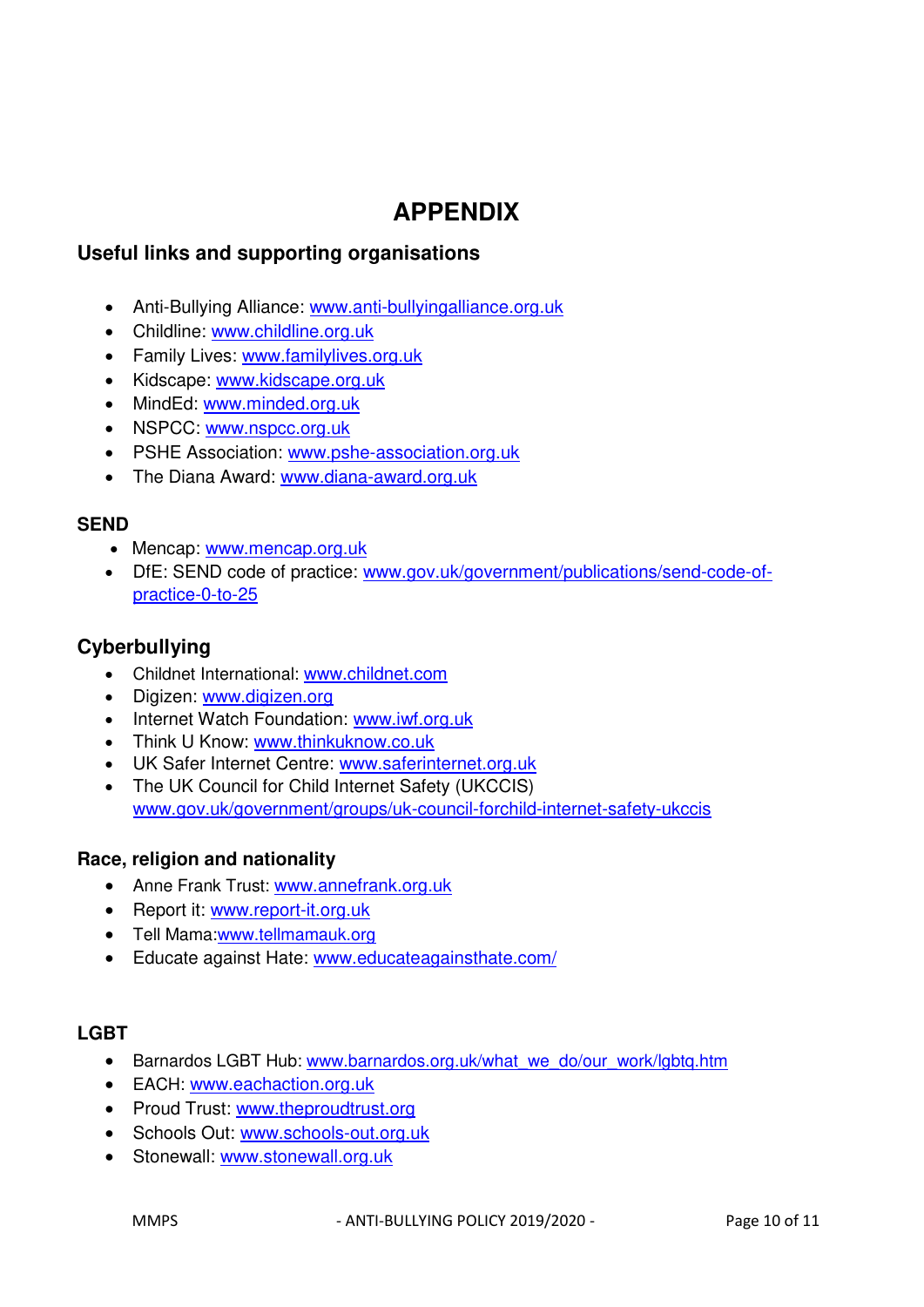# APPENDIX

## Useful links and supporting organisations

- Anti-Bullying Alliance: www.anti-bullyingalliance.org.uk
- Childline: www.childline.org.uk
- Family Lives: www.familylives.org.uk
- Kidscape: www.kidscape.org.uk
- MindEd: www.minded.org.uk
- NSPCC: www.nspcc.org.uk
- PSHE Association: www.pshe-association.org.uk
- The Diana Award: www.diana-award.org.uk

### SEND

- Mencap: www.mencap.org.uk
- DfE: SEND code of practice: www.gov.uk/government/publications/send-code-of-practice-0-to-25

## Cyberbullying

- Childnet International: www.childnet.com
- Digizen: www.digizen.org
- Internet Watch Foundation: www.iwf.org.uk
- Think U Know: www.thinkuknow.co.uk
- UK Safer Internet Centre: www.saferinternet.org.uk
- The UK Council for Child Internet Safety (UKCCIS) www.gov.uk/government/groups/uk-council-forchild-internet-safety-ukccis

### Race, religion and nationality

- Anne Frank Trust: www.annefrank.org.uk
- Report it: www.report-it.org.uk
- Tell Mama:www.tellmamauk.org
- Educate against Hate: www.educateagainsthate.com/

### LGBT

- Barnardos LGBT Hub: www.barnardos.org.uk/what_we_do/our_work/lgbtq.htm
- EACH: www.eachaction.org.uk
- Proud Trust: www.theproudtrust.org
- Schools Out: www.schools-out.org.uk
- Stonewall: www.stonewall.org.uk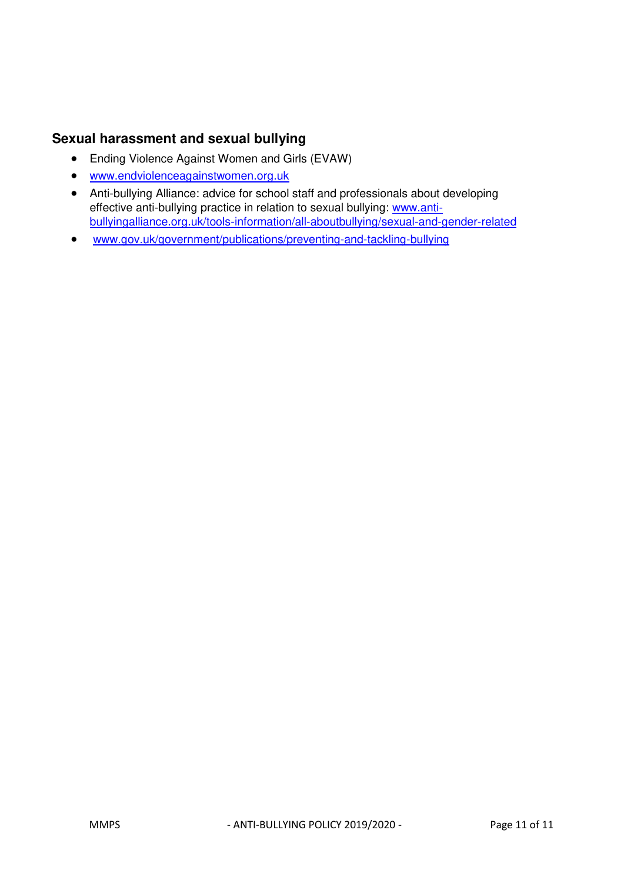### Sexual harassment and sexual bullying

- Ending Violence Against Women and Girls (EVAW)
- www.endviolenceagainstwomen.org.uk
- Anti-bullying Alliance: advice for school staff and professionals about developing effective anti-bullying practice in relation to sexual bullying: www.anti-bullyingalliance.org.uk/tools-information/all-aboutbullying/sexual-and-gender-related
- www.gov.uk/government/publications/preventing-and-tackling-bullying